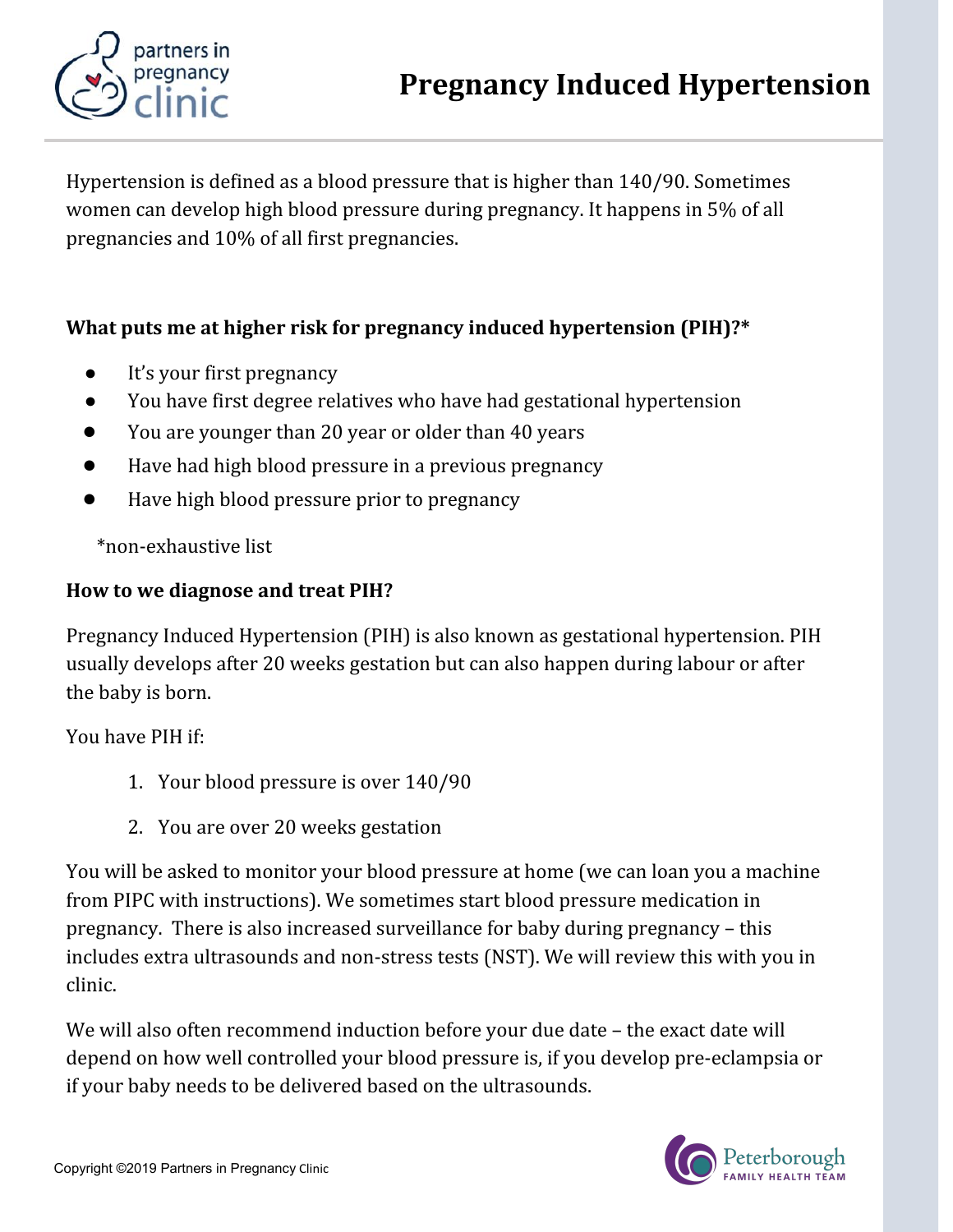# Pregnancy Induced Hypertension

Hypertension is defined as a blood pressure that is higher than 140/90. Sometimes women can develop high blood pressure during pregnancy. It happens in 5% of all pregnancies and 10% of all first pregnancies.

### What puts me at higher risk for pregnancy induced hypertension (PIH)?*

- It's your first pregnancy
- You have first degree relatives who have had gestational hypertension
- You are younger than 20 year or older than 40 years
- Have had high blood pressure in a previous pregnancy
- Have high blood pressure prior to pregnancy

*non-exhaustive list

### How to we diagnose and treat PIH?

Pregnancy Induced Hypertension (PIH) is also known as gestational hypertension. PIH usually develops after 20 weeks gestation but can also happen during labour or after the baby is born.

You have PIH if:

1. Your blood pressure is over 140/90
2. You are over 20 weeks gestation

You will be asked to monitor your blood pressure at home (we can loan you a machine from PIPC with instructions). We sometimes start blood pressure medication in pregnancy. There is also increased surveillance for baby during pregnancy – this includes extra ultrasounds and non-stress tests (NST). We will review this with you in clinic.

We will also often recommend induction before your due date – the exact date will depend on how well controlled your blood pressure is, if you develop pre-eclampsia or if your baby needs to be delivered based on the ultrasounds.

Copyright ©2019 Partners in Pregnancy Clinic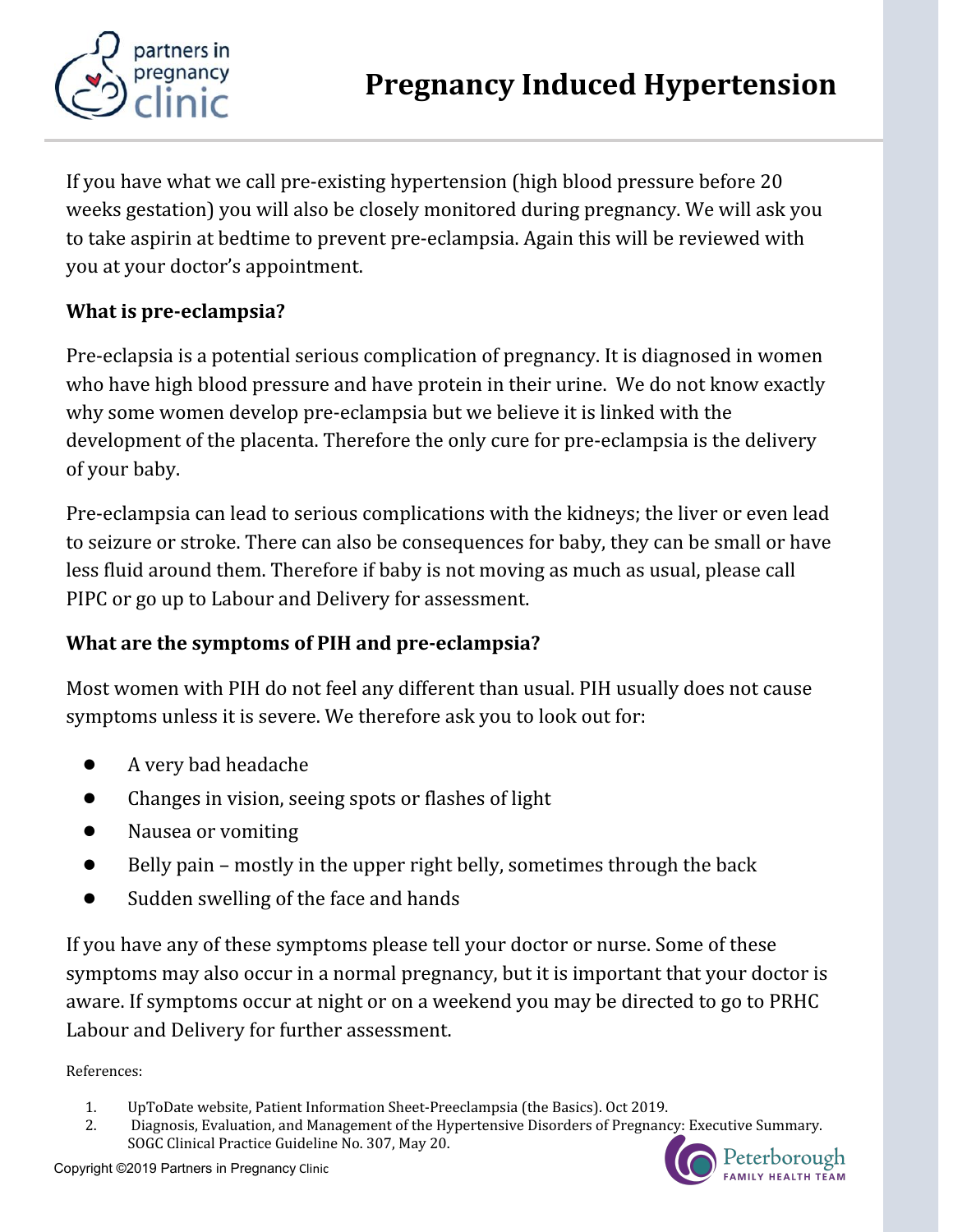# Pregnancy Induced Hypertension

If you have what we call pre-existing hypertension (high blood pressure before 20 weeks gestation) you will also be closely monitored during pregnancy. We will ask you to take aspirin at bedtime to prevent pre-eclampsia. Again this will be reviewed with you at your doctor's appointment.

**What is pre-eclampsia?**

Pre-eclapsia is a potential serious complication of pregnancy. It is diagnosed in women who have high blood pressure and have protein in their urine. We do not know exactly why some women develop pre-eclampsia but we believe it is linked with the development of the placenta. Therefore the only cure for pre-eclampsia is the delivery of your baby.

Pre-eclampsia can lead to serious complications with the kidneys; the liver or even lead to seizure or stroke. There can also be consequences for baby, they can be small or have less fluid around them. Therefore if baby is not moving as much as usual, please call PIPC or go up to Labour and Delivery for assessment.

**What are the symptoms of PIH and pre-eclampsia?**

Most women with PIH do not feel any different than usual. PIH usually does not cause symptoms unless it is severe. We therefore ask you to look out for:

- A very bad headache
- Changes in vision, seeing spots or flashes of light
- Nausea or vomiting
- Belly pain – mostly in the upper right belly, sometimes through the back
- Sudden swelling of the face and hands

If you have any of these symptoms please tell your doctor or nurse. Some of these symptoms may also occur in a normal pregnancy, but it is important that your doctor is aware. If symptoms occur at night or on a weekend you may be directed to go to PRHC Labour and Delivery for further assessment.

References:

1. UpToDate website, Patient Information Sheet-Preeclampsia (the Basics). Oct 2019.
2. Diagnosis, Evaluation, and Management of the Hypertensive Disorders of Pregnancy: Executive Summary. SOGC Clinical Practice Guideline No. 307, May 20.

Copyright ©2019 Partners in Pregnancy Clinic